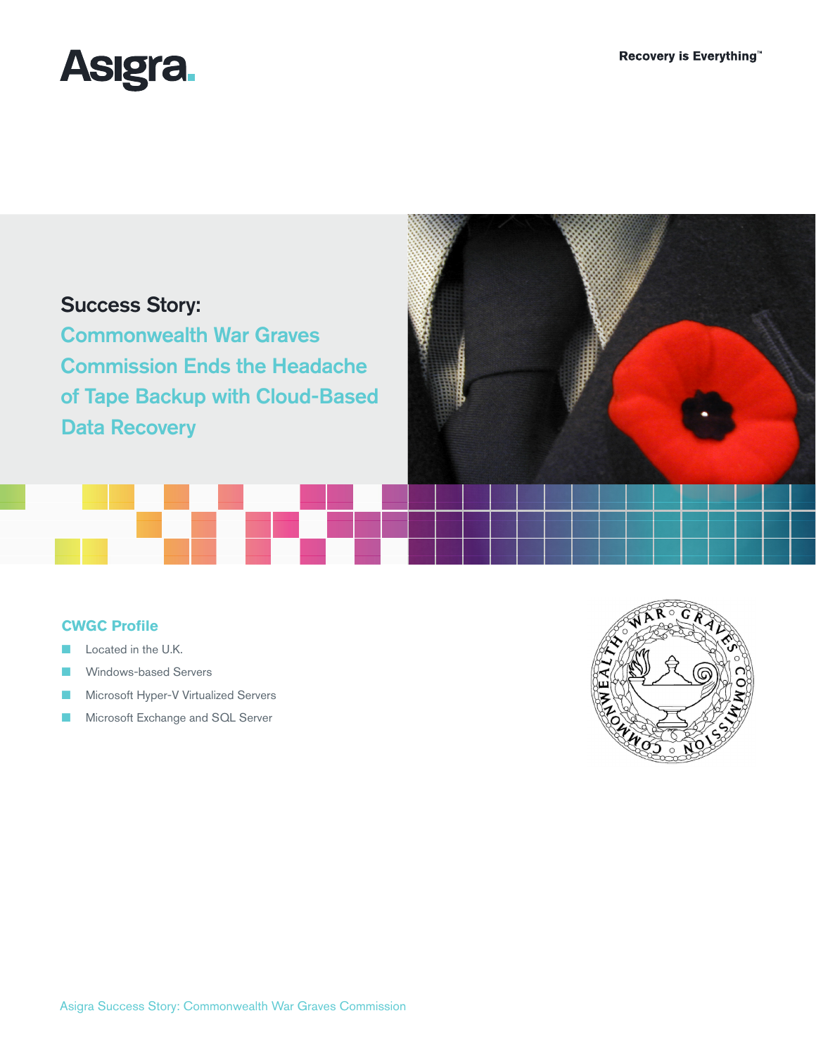Asigra.

Recovery is Everything™

# Success Story: Commonwealth War Graves Commission Ends the Headache of Tape Backup with Cloud-Based Data Recovery

## CWGC Profile

- Located in the U.K.
- Windows-based Servers
- Microsoft Hyper-V Virtualized Servers
- Microsoft Exchange and SQL Server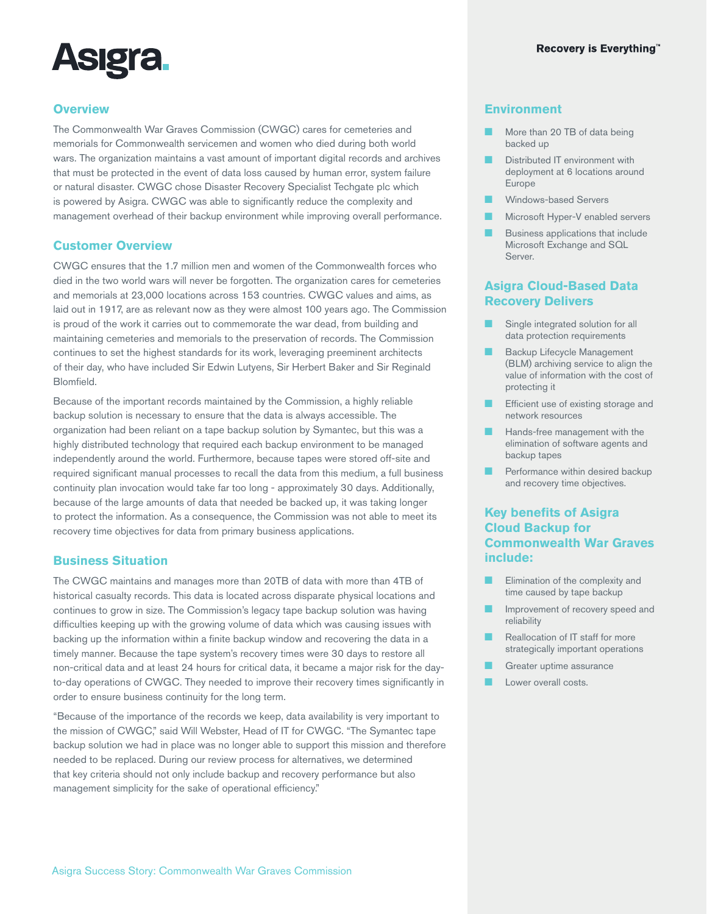Asigra.

Recovery is Everything™

## Overview

The Commonwealth War Graves Commission (CWGC) cares for cemeteries and memorials for Commonwealth servicemen and women who died during both world wars. The organization maintains a vast amount of important digital records and archives that must be protected in the event of data loss caused by human error, system failure or natural disaster. CWGC chose Disaster Recovery Specialist Techgate plc which is powered by Asigra. CWGC was able to significantly reduce the complexity and management overhead of their backup environment while improving overall performance.

## Customer Overview

CWGC ensures that the 1.7 million men and women of the Commonwealth forces who died in the two world wars will never be forgotten. The organization cares for cemeteries and memorials at 23,000 locations across 153 countries. CWGC values and aims, as laid out in 1917, are as relevant now as they were almost 100 years ago. The Commission is proud of the work it carries out to commemorate the war dead, from building and maintaining cemeteries and memorials to the preservation of records. The Commission continues to set the highest standards for its work, leveraging preeminent architects of their day, who have included Sir Edwin Lutyens, Sir Herbert Baker and Sir Reginald Blomfield.

Because of the important records maintained by the Commission, a highly reliable backup solution is necessary to ensure that the data is always accessible. The organization had been reliant on a tape backup solution by Symantec, but this was a highly distributed technology that required each backup environment to be managed independently around the world. Furthermore, because tapes were stored off-site and required significant manual processes to recall the data from this medium, a full business continuity plan invocation would take far too long - approximately 30 days. Additionally, because of the large amounts of data that needed be backed up, it was taking longer to protect the information. As a consequence, the Commission was not able to meet its recovery time objectives for data from primary business applications.

## Business Situation

The CWGC maintains and manages more than 20TB of data with more than 4TB of historical casualty records. This data is located across disparate physical locations and continues to grow in size. The Commission's legacy tape backup solution was having difficulties keeping up with the growing volume of data which was causing issues with backing up the information within a finite backup window and recovering the data in a timely manner. Because the tape system's recovery times were 30 days to restore all non-critical data and at least 24 hours for critical data, it became a major risk for the day-to-day operations of CWGC. They needed to improve their recovery times significantly in order to ensure business continuity for the long term.

"Because of the importance of the records we keep, data availability is very important to the mission of CWGC," said Will Webster, Head of IT for CWGC. "The Symantec tape backup solution we had in place was no longer able to support this mission and therefore needed to be replaced. During our review process for alternatives, we determined that key criteria should not only include backup and recovery performance but also management simplicity for the sake of operational efficiency."

## Environment

- More than 20 TB of data being backed up
- Distributed IT environment with deployment at 6 locations around Europe
- Windows-based Servers
- Microsoft Hyper-V enabled servers
- Business applications that include Microsoft Exchange and SQL Server.

## Asigra Cloud-Based Data Recovery Delivers

- Single integrated solution for all data protection requirements
- Backup Lifecycle Management (BLM) archiving service to align the value of information with the cost of protecting it
- Efficient use of existing storage and network resources
- Hands-free management with the elimination of software agents and backup tapes
- Performance within desired backup and recovery time objectives.

## Key benefits of Asigra Cloud Backup for Commonwealth War Graves include:

- Elimination of the complexity and time caused by tape backup
- Improvement of recovery speed and reliability
- Reallocation of IT staff for more strategically important operations
- Greater uptime assurance
- Lower overall costs.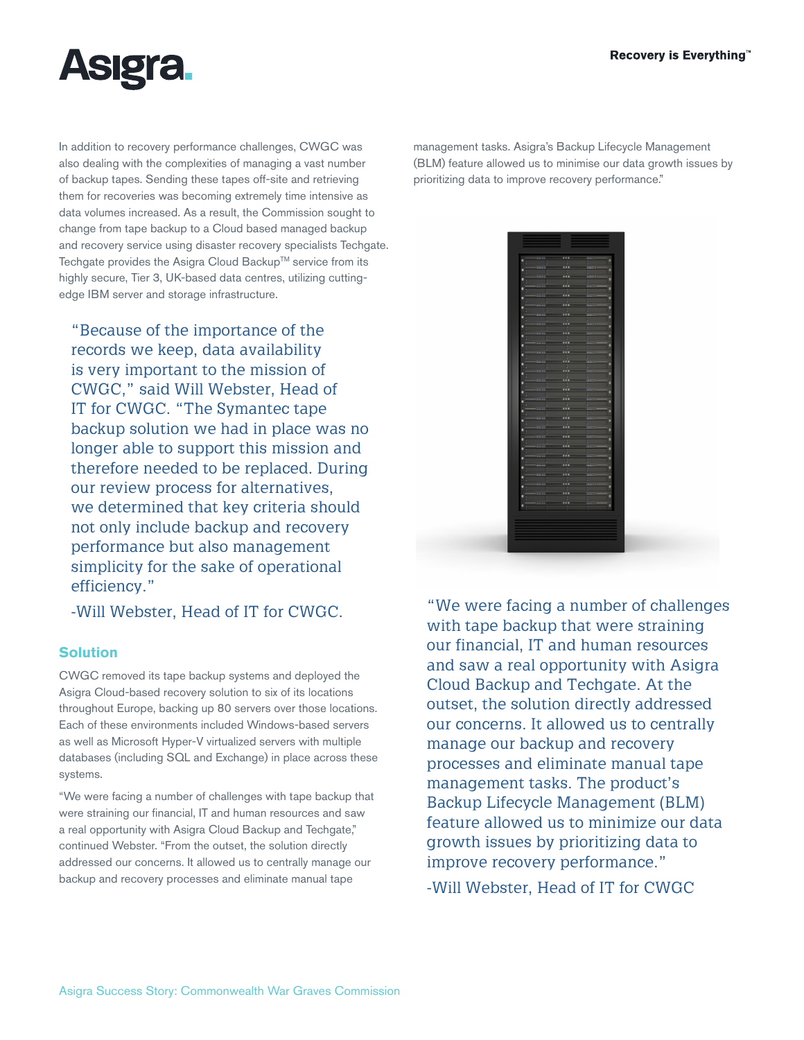In addition to recovery performance challenges, CWGC was also dealing with the complexities of managing a vast number of backup tapes. Sending these tapes off-site and retrieving them for recoveries was becoming extremely time intensive as data volumes increased. As a result, the Commission sought to change from tape backup to a Cloud based managed backup and recovery service using disaster recovery specialists Techgate. Techgate provides the Asigra Cloud Backup™ service from its highly secure, Tier 3, UK-based data centres, utilizing cutting-edge IBM server and storage infrastructure.

> "Because of the importance of the records we keep, data availability is very important to the mission of CWGC," said Will Webster, Head of IT for CWGC. "The Symantec tape backup solution we had in place was no longer able to support this mission and therefore needed to be replaced. During our review process for alternatives, we determined that key criteria should not only include backup and recovery performance but also management simplicity for the sake of operational efficiency."
>
> -Will Webster, Head of IT for CWGC.

## Solution

CWGC removed its tape backup systems and deployed the Asigra Cloud-based recovery solution to six of its locations throughout Europe, backing up 80 servers over those locations. Each of these environments included Windows-based servers as well as Microsoft Hyper-V virtualized servers with multiple databases (including SQL and Exchange) in place across these systems.

"We were facing a number of challenges with tape backup that were straining our financial, IT and human resources and saw a real opportunity with Asigra Cloud Backup and Techgate," continued Webster. "From the outset, the solution directly addressed our concerns. It allowed us to centrally manage our backup and recovery processes and eliminate manual tape management tasks. Asigra's Backup Lifecycle Management (BLM) feature allowed us to minimise our data growth issues by prioritizing data to improve recovery performance."

> "We were facing a number of challenges with tape backup that were straining our financial, IT and human resources and saw a real opportunity with Asigra Cloud Backup and Techgate. At the outset, the solution directly addressed our concerns. It allowed us to centrally manage our backup and recovery processes and eliminate manual tape management tasks. The product's Backup Lifecycle Management (BLM) feature allowed us to minimize our data growth issues by prioritizing data to improve recovery performance."
>
> -Will Webster, Head of IT for CWGC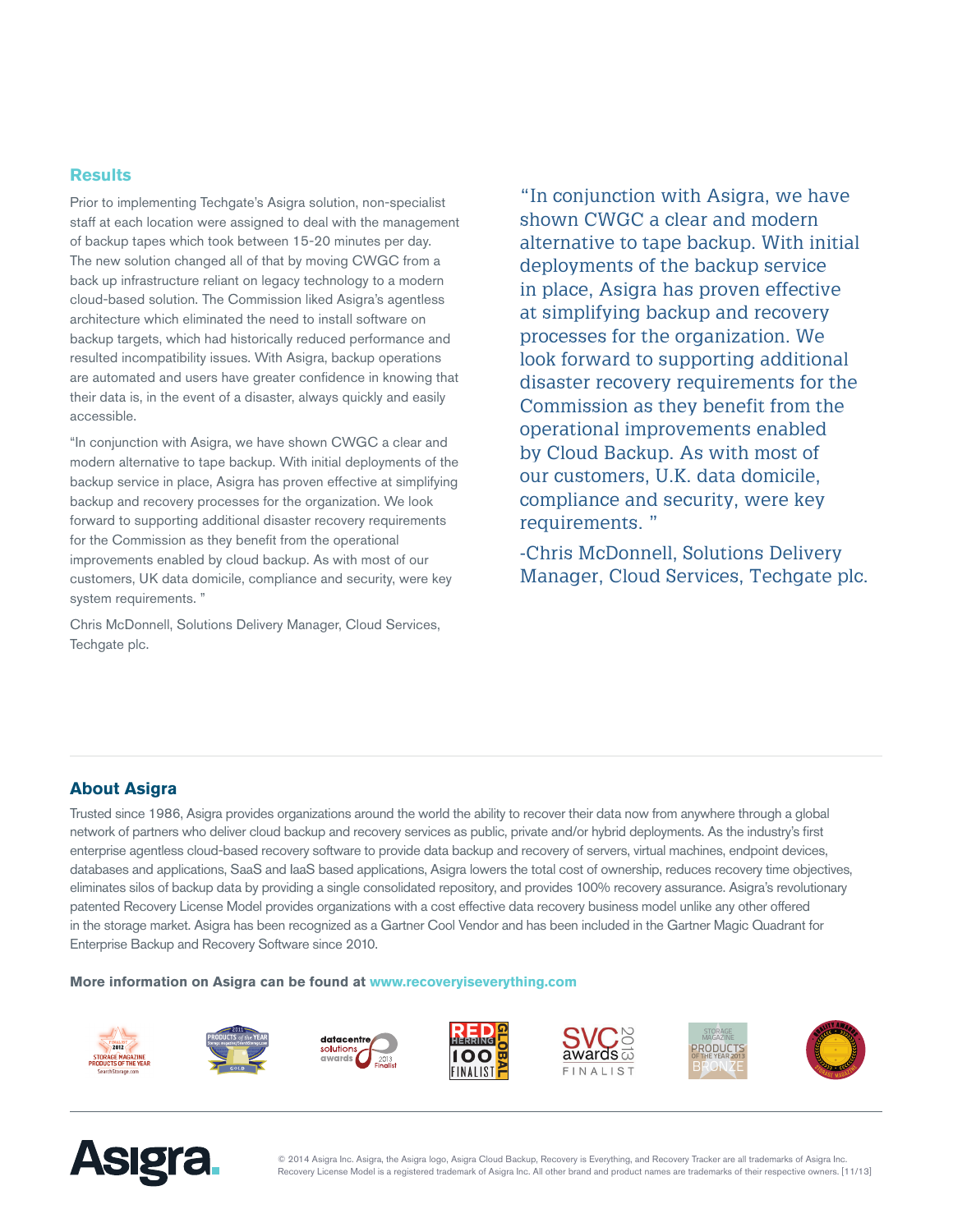## Results

Prior to implementing Techgate's Asigra solution, non-specialist staff at each location were assigned to deal with the management of backup tapes which took between 15-20 minutes per day. The new solution changed all of that by moving CWGC from a back up infrastructure reliant on legacy technology to a modern cloud-based solution. The Commission liked Asigra's agentless architecture which eliminated the need to install software on backup targets, which had historically reduced performance and resulted incompatibility issues. With Asigra, backup operations are automated and users have greater confidence in knowing that their data is, in the event of a disaster, always quickly and easily accessible.

"In conjunction with Asigra, we have shown CWGC a clear and modern alternative to tape backup. With initial deployments of the backup service in place, Asigra has proven effective at simplifying backup and recovery processes for the organization. We look forward to supporting additional disaster recovery requirements for the Commission as they benefit from the operational improvements enabled by cloud backup. As with most of our customers, UK data domicile, compliance and security, were key system requirements. "

Chris McDonnell, Solutions Delivery Manager, Cloud Services, Techgate plc.

> "In conjunction with Asigra, we have shown CWGC a clear and modern alternative to tape backup. With initial deployments of the backup service in place, Asigra has proven effective at simplifying backup and recovery processes for the organization. We look forward to supporting additional disaster recovery requirements for the Commission as they benefit from the operational improvements enabled by Cloud Backup. As with most of our customers, U.K. data domicile, compliance and security, were key requirements. "
>
> -Chris McDonnell, Solutions Delivery Manager, Cloud Services, Techgate plc.

## About Asigra

Trusted since 1986, Asigra provides organizations around the world the ability to recover their data now from anywhere through a global network of partners who deliver cloud backup and recovery services as public, private and/or hybrid deployments. As the industry's first enterprise agentless cloud-based recovery software to provide data backup and recovery of servers, virtual machines, endpoint devices, databases and applications, SaaS and IaaS based applications, Asigra lowers the total cost of ownership, reduces recovery time objectives, eliminates silos of backup data by providing a single consolidated repository, and provides 100% recovery assurance. Asigra's revolutionary patented Recovery License Model provides organizations with a cost effective data recovery business model unlike any other offered in the storage market. Asigra has been recognized as a Gartner Cool Vendor and has been included in the Gartner Magic Quadrant for Enterprise Backup and Recovery Software since 2010.

**More information on Asigra can be found at www.recoveryiseverything.com**

Finalist 2012 Storage Magazine Products of the Year SearchStorage.com

2011 Products of the Year Gold

datacentre solutions awards 2013 Finalist

Red Herring Global 100 Finalist

SVC awards 2013 Finalist

Storage Magazine Products of the Year 2013 Bronze

Quality Awards Storage Magazine

Asigra.

© 2014 Asigra Inc. Asigra, the Asigra logo, Asigra Cloud Backup, Recovery is Everything, and Recovery Tracker are all trademarks of Asigra Inc. Recovery License Model is a registered trademark of Asigra Inc. All other brand and product names are trademarks of their respective owners. [11/13]